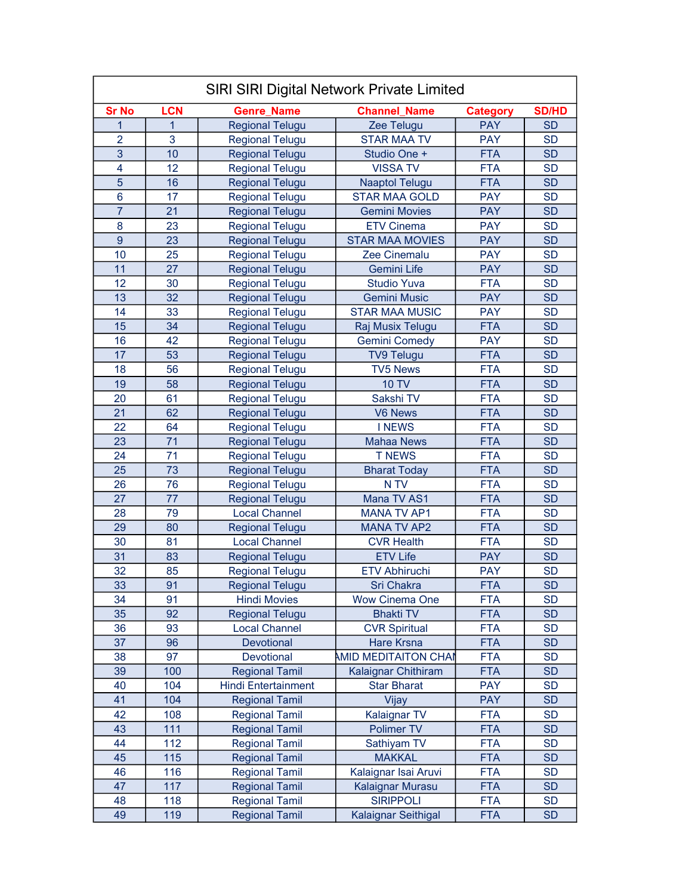| SIRI SIRI Digital Network Private Limited | | | | | |
|---|---|---|---|---|---|
| **Sr No** | **LCN** | **Genre_Name** | **Channel_Name** | **Category** | **SD/HD** |
| 1 | 1 | Regional Telugu | Zee Telugu | PAY | SD |
| 2 | 3 | Regional Telugu | STAR MAA TV | PAY | SD |
| 3 | 10 | Regional Telugu | Studio One + | FTA | SD |
| 4 | 12 | Regional Telugu | VISSA TV | FTA | SD |
| 5 | 16 | Regional Telugu | Naaptol Telugu | FTA | SD |
| 6 | 17 | Regional Telugu | STAR MAA GOLD | PAY | SD |
| 7 | 21 | Regional Telugu | Gemini Movies | PAY | SD |
| 8 | 23 | Regional Telugu | ETV Cinema | PAY | SD |
| 9 | 23 | Regional Telugu | STAR MAA MOVIES | PAY | SD |
| 10 | 25 | Regional Telugu | Zee Cinemalu | PAY | SD |
| 11 | 27 | Regional Telugu | Gemini Life | PAY | SD |
| 12 | 30 | Regional Telugu | Studio Yuva | FTA | SD |
| 13 | 32 | Regional Telugu | Gemini Music | PAY | SD |
| 14 | 33 | Regional Telugu | STAR MAA MUSIC | PAY | SD |
| 15 | 34 | Regional Telugu | Raj Musix Telugu | FTA | SD |
| 16 | 42 | Regional Telugu | Gemini Comedy | PAY | SD |
| 17 | 53 | Regional Telugu | TV9 Telugu | FTA | SD |
| 18 | 56 | Regional Telugu | TV5 News | FTA | SD |
| 19 | 58 | Regional Telugu | 10 TV | FTA | SD |
| 20 | 61 | Regional Telugu | Sakshi TV | FTA | SD |
| 21 | 62 | Regional Telugu | V6 News | FTA | SD |
| 22 | 64 | Regional Telugu | I NEWS | FTA | SD |
| 23 | 71 | Regional Telugu | Mahaa News | FTA | SD |
| 24 | 71 | Regional Telugu | T NEWS | FTA | SD |
| 25 | 73 | Regional Telugu | Bharat Today | FTA | SD |
| 26 | 76 | Regional Telugu | N TV | FTA | SD |
| 27 | 77 | Regional Telugu | Mana TV AS1 | FTA | SD |
| 28 | 79 | Local Channel | MANA TV AP1 | FTA | SD |
| 29 | 80 | Regional Telugu | MANA TV AP2 | FTA | SD |
| 30 | 81 | Local Channel | CVR Health | FTA | SD |
| 31 | 83 | Regional Telugu | ETV Life | PAY | SD |
| 32 | 85 | Regional Telugu | ETV Abhiruchi | PAY | SD |
| 33 | 91 | Regional Telugu | Sri Chakra | FTA | SD |
| 34 | 91 | Hindi Movies | Wow Cinema One | FTA | SD |
| 35 | 92 | Regional Telugu | Bhakti TV | FTA | SD |
| 36 | 93 | Local Channel | CVR Spiritual | FTA | SD |
| 37 | 96 | Devotional | Hare Krsna | FTA | SD |
| 38 | 97 | Devotional | AMID MEDITAITON CHAN | FTA | SD |
| 39 | 100 | Regional Tamil | Kalaignar Chithiram | FTA | SD |
| 40 | 104 | Hindi Entertainment | Star Bharat | PAY | SD |
| 41 | 104 | Regional Tamil | Vijay | PAY | SD |
| 42 | 108 | Regional Tamil | Kalaignar TV | FTA | SD |
| 43 | 111 | Regional Tamil | Polimer TV | FTA | SD |
| 44 | 112 | Regional Tamil | Sathiyam TV | FTA | SD |
| 45 | 115 | Regional Tamil | MAKKAL | FTA | SD |
| 46 | 116 | Regional Tamil | Kalaignar Isai Aruvi | FTA | SD |
| 47 | 117 | Regional Tamil | Kalaignar Murasu | FTA | SD |
| 48 | 118 | Regional Tamil | SIRIPPOLI | FTA | SD |
| 49 | 119 | Regional Tamil | Kalaignar Seithigal | FTA | SD |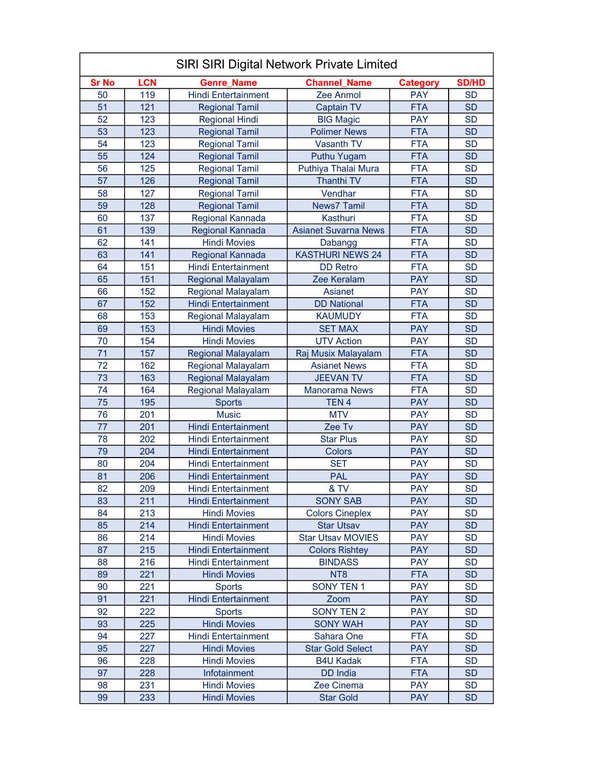| SIRI SIRI Digital Network Private Limited | | | | | |
|---|---|---|---|---|---|
| Sr No | LCN | Genre_Name | Channel_Name | Category | SD/HD |
| 50 | 119 | Hindi Entertainment | Zee Anmol | PAY | SD |
| 51 | 121 | Regional Tamil | Captain TV | FTA | SD |
| 52 | 123 | Regional Hindi | BIG Magic | PAY | SD |
| 53 | 123 | Regional Tamil | Polimer News | FTA | SD |
| 54 | 123 | Regional Tamil | Vasanth TV | FTA | SD |
| 55 | 124 | Regional Tamil | Puthu Yugam | FTA | SD |
| 56 | 125 | Regional Tamil | Puthiya Thalai Mura | FTA | SD |
| 57 | 126 | Regional Tamil | Thanthi TV | FTA | SD |
| 58 | 127 | Regional Tamil | Vendhar | FTA | SD |
| 59 | 128 | Regional Tamil | News7 Tamil | FTA | SD |
| 60 | 137 | Regional Kannada | Kasthuri | FTA | SD |
| 61 | 139 | Regional Kannada | Asianet Suvarna News | FTA | SD |
| 62 | 141 | Hindi Movies | Dabangg | FTA | SD |
| 63 | 141 | Regional Kannada | KASTHURI NEWS 24 | FTA | SD |
| 64 | 151 | Hindi Entertainment | DD Retro | FTA | SD |
| 65 | 151 | Regional Malayalam | Zee Keralam | PAY | SD |
| 66 | 152 | Regional Malayalam | Asianet | PAY | SD |
| 67 | 152 | Hindi Entertainment | DD National | FTA | SD |
| 68 | 153 | Regional Malayalam | KAUMUDY | FTA | SD |
| 69 | 153 | Hindi Movies | SET MAX | PAY | SD |
| 70 | 154 | Hindi Movies | UTV Action | PAY | SD |
| 71 | 157 | Regional Malayalam | Raj Musix Malayalam | FTA | SD |
| 72 | 162 | Regional Malayalam | Asianet News | FTA | SD |
| 73 | 163 | Regional Malayalam | JEEVAN TV | FTA | SD |
| 74 | 164 | Regional Malayalam | Manorama News | FTA | SD |
| 75 | 195 | Sports | TEN 4 | PAY | SD |
| 76 | 201 | Music | MTV | PAY | SD |
| 77 | 201 | Hindi Entertainment | Zee Tv | PAY | SD |
| 78 | 202 | Hindi Entertainment | Star Plus | PAY | SD |
| 79 | 204 | Hindi Entertainment | Colors | PAY | SD |
| 80 | 204 | Hindi Entertainment | SET | PAY | SD |
| 81 | 206 | Hindi Entertainment | PAL | PAY | SD |
| 82 | 209 | Hindi Entertainment | & TV | PAY | SD |
| 83 | 211 | Hindi Entertainment | SONY SAB | PAY | SD |
| 84 | 213 | Hindi Movies | Colors Cineplex | PAY | SD |
| 85 | 214 | Hindi Entertainment | Star Utsav | PAY | SD |
| 86 | 214 | Hindi Movies | Star Utsav MOVIES | PAY | SD |
| 87 | 215 | Hindi Entertainment | Colors Rishtey | PAY | SD |
| 88 | 216 | Hindi Entertainment | BINDASS | PAY | SD |
| 89 | 221 | Hindi Movies | NT8 | FTA | SD |
| 90 | 221 | Sports | SONY TEN 1 | PAY | SD |
| 91 | 221 | Hindi Entertainment | Zoom | PAY | SD |
| 92 | 222 | Sports | SONY TEN 2 | PAY | SD |
| 93 | 225 | Hindi Movies | SONY WAH | PAY | SD |
| 94 | 227 | Hindi Entertainment | Sahara One | FTA | SD |
| 95 | 227 | Hindi Movies | Star Gold Select | PAY | SD |
| 96 | 228 | Hindi Movies | B4U Kadak | FTA | SD |
| 97 | 228 | Infotainment | DD India | FTA | SD |
| 98 | 231 | Hindi Movies | Zee Cinema | PAY | SD |
| 99 | 233 | Hindi Movies | Star Gold | PAY | SD |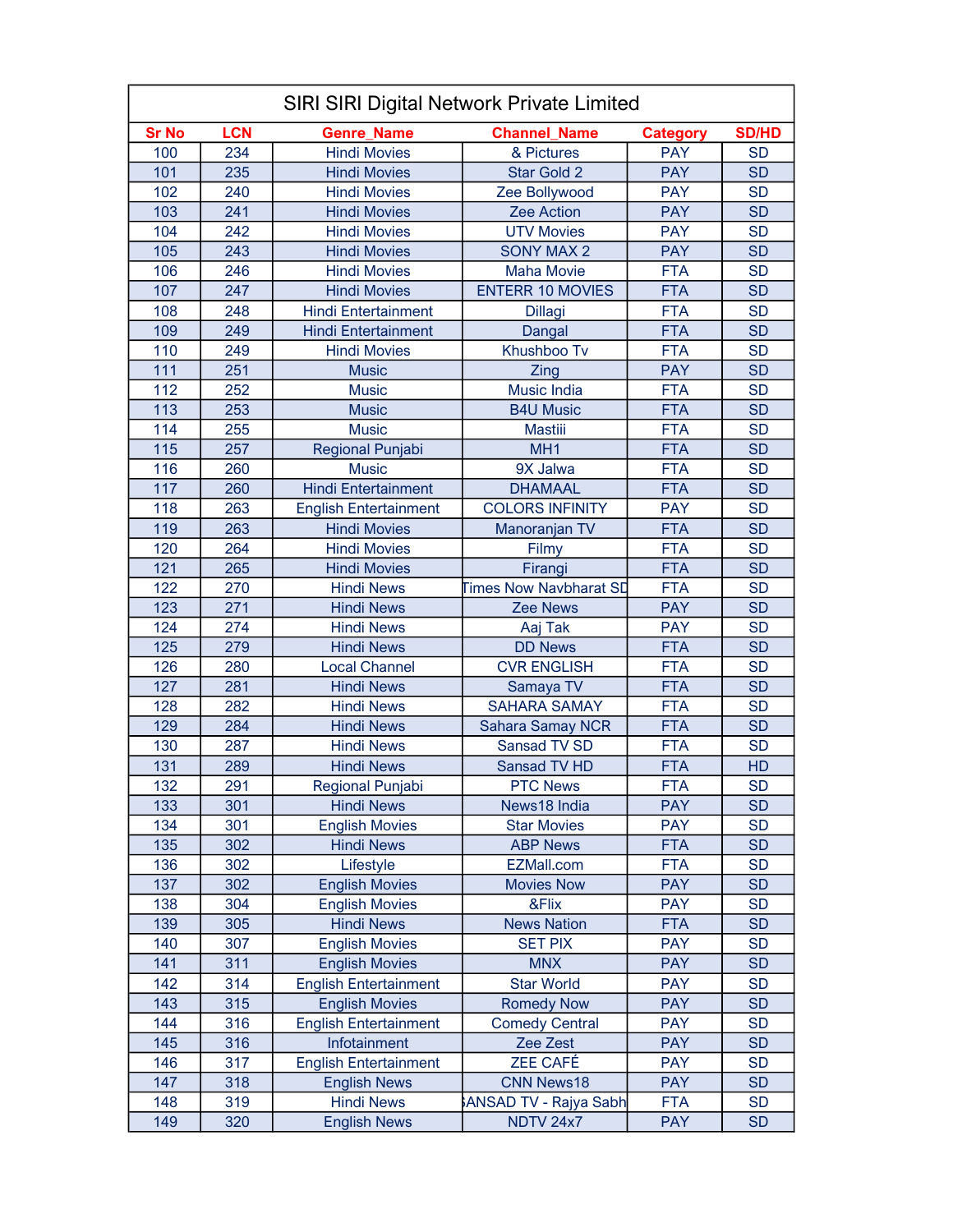| SIRI SIRI Digital Network Private Limited | | | | | |
|---|---|---|---|---|---|
| **Sr No** | **LCN** | **Genre_Name** | **Channel_Name** | **Category** | **SD/HD** |
| 100 | 234 | Hindi Movies | & Pictures | PAY | SD |
| 101 | 235 | Hindi Movies | Star Gold 2 | PAY | SD |
| 102 | 240 | Hindi Movies | Zee Bollywood | PAY | SD |
| 103 | 241 | Hindi Movies | Zee Action | PAY | SD |
| 104 | 242 | Hindi Movies | UTV Movies | PAY | SD |
| 105 | 243 | Hindi Movies | SONY MAX 2 | PAY | SD |
| 106 | 246 | Hindi Movies | Maha Movie | FTA | SD |
| 107 | 247 | Hindi Movies | ENTERR 10 MOVIES | FTA | SD |
| 108 | 248 | Hindi Entertainment | Dillagi | FTA | SD |
| 109 | 249 | Hindi Entertainment | Dangal | FTA | SD |
| 110 | 249 | Hindi Movies | Khushboo Tv | FTA | SD |
| 111 | 251 | Music | Zing | PAY | SD |
| 112 | 252 | Music | Music India | FTA | SD |
| 113 | 253 | Music | B4U Music | FTA | SD |
| 114 | 255 | Music | Mastiii | FTA | SD |
| 115 | 257 | Regional Punjabi | MH1 | FTA | SD |
| 116 | 260 | Music | 9X Jalwa | FTA | SD |
| 117 | 260 | Hindi Entertainment | DHAMAAL | FTA | SD |
| 118 | 263 | English Entertainment | COLORS INFINITY | PAY | SD |
| 119 | 263 | Hindi Movies | Manoranjan TV | FTA | SD |
| 120 | 264 | Hindi Movies | Filmy | FTA | SD |
| 121 | 265 | Hindi Movies | Firangi | FTA | SD |
| 122 | 270 | Hindi News | Times Now Navbharat SD | FTA | SD |
| 123 | 271 | Hindi News | Zee News | PAY | SD |
| 124 | 274 | Hindi News | Aaj Tak | PAY | SD |
| 125 | 279 | Hindi News | DD News | FTA | SD |
| 126 | 280 | Local Channel | CVR ENGLISH | FTA | SD |
| 127 | 281 | Hindi News | Samaya TV | FTA | SD |
| 128 | 282 | Hindi News | SAHARA SAMAY | FTA | SD |
| 129 | 284 | Hindi News | Sahara Samay NCR | FTA | SD |
| 130 | 287 | Hindi News | Sansad TV SD | FTA | SD |
| 131 | 289 | Hindi News | Sansad TV HD | FTA | HD |
| 132 | 291 | Regional Punjabi | PTC News | FTA | SD |
| 133 | 301 | Hindi News | News18 India | PAY | SD |
| 134 | 301 | English Movies | Star Movies | PAY | SD |
| 135 | 302 | Hindi News | ABP News | FTA | SD |
| 136 | 302 | Lifestyle | EZMall.com | FTA | SD |
| 137 | 302 | English Movies | Movies Now | PAY | SD |
| 138 | 304 | English Movies | &Flix | PAY | SD |
| 139 | 305 | Hindi News | News Nation | FTA | SD |
| 140 | 307 | English Movies | SET PIX | PAY | SD |
| 141 | 311 | English Movies | MNX | PAY | SD |
| 142 | 314 | English Entertainment | Star World | PAY | SD |
| 143 | 315 | English Movies | Romedy Now | PAY | SD |
| 144 | 316 | English Entertainment | Comedy Central | PAY | SD |
| 145 | 316 | Infotainment | Zee Zest | PAY | SD |
| 146 | 317 | English Entertainment | ZEE CAFÉ | PAY | SD |
| 147 | 318 | English News | CNN News18 | PAY | SD |
| 148 | 319 | Hindi News | SANSAD TV - Rajya Sabha | FTA | SD |
| 149 | 320 | English News | NDTV 24x7 | PAY | SD |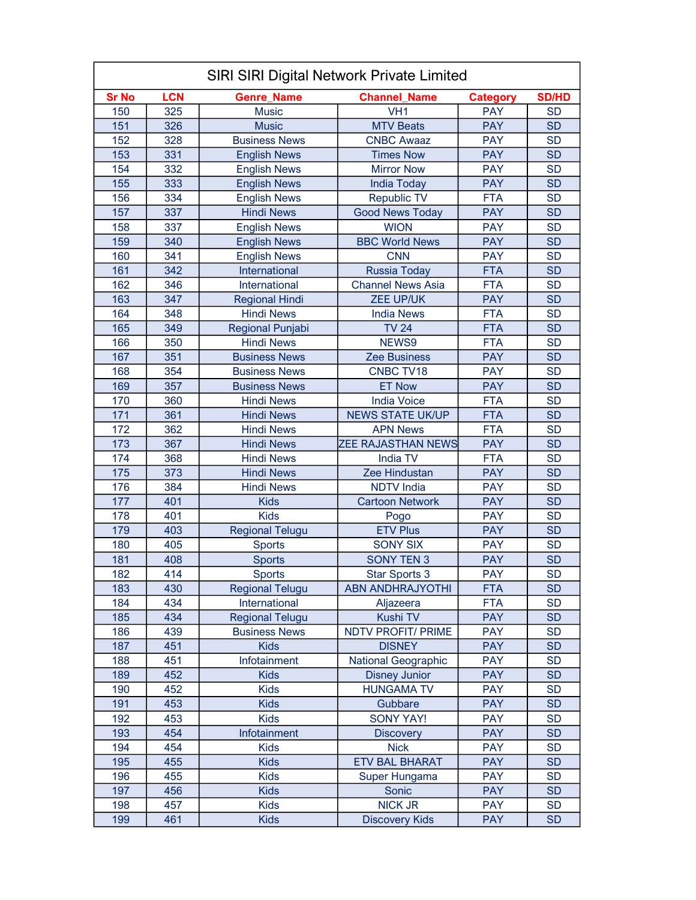# SIRI SIRI Digital Network Private Limited

| Sr No | LCN | Genre_Name | Channel_Name | Category | SD/HD |
|---|---|---|---|---|---|
| 150 | 325 | Music | VH1 | PAY | SD |
| 151 | 326 | Music | MTV Beats | PAY | SD |
| 152 | 328 | Business News | CNBC Awaaz | PAY | SD |
| 153 | 331 | English News | Times Now | PAY | SD |
| 154 | 332 | English News | Mirror Now | PAY | SD |
| 155 | 333 | English News | India Today | PAY | SD |
| 156 | 334 | English News | Republic TV | FTA | SD |
| 157 | 337 | Hindi News | Good News Today | PAY | SD |
| 158 | 337 | English News | WION | PAY | SD |
| 159 | 340 | English News | BBC World News | PAY | SD |
| 160 | 341 | English News | CNN | PAY | SD |
| 161 | 342 | International | Russia Today | FTA | SD |
| 162 | 346 | International | Channel News Asia | FTA | SD |
| 163 | 347 | Regional Hindi | ZEE UP/UK | PAY | SD |
| 164 | 348 | Hindi News | India News | FTA | SD |
| 165 | 349 | Regional Punjabi | TV 24 | FTA | SD |
| 166 | 350 | Hindi News | NEWS9 | FTA | SD |
| 167 | 351 | Business News | Zee Business | PAY | SD |
| 168 | 354 | Business News | CNBC TV18 | PAY | SD |
| 169 | 357 | Business News | ET Now | PAY | SD |
| 170 | 360 | Hindi News | India Voice | FTA | SD |
| 171 | 361 | Hindi News | NEWS STATE UK/UP | FTA | SD |
| 172 | 362 | Hindi News | APN News | FTA | SD |
| 173 | 367 | Hindi News | ZEE RAJASTHAN NEWS | PAY | SD |
| 174 | 368 | Hindi News | India TV | FTA | SD |
| 175 | 373 | Hindi News | Zee Hindustan | PAY | SD |
| 176 | 384 | Hindi News | NDTV India | PAY | SD |
| 177 | 401 | Kids | Cartoon Network | PAY | SD |
| 178 | 401 | Kids | Pogo | PAY | SD |
| 179 | 403 | Regional Telugu | ETV Plus | PAY | SD |
| 180 | 405 | Sports | SONY SIX | PAY | SD |
| 181 | 408 | Sports | SONY TEN 3 | PAY | SD |
| 182 | 414 | Sports | Star Sports 3 | PAY | SD |
| 183 | 430 | Regional Telugu | ABN ANDHRAJYOTHI | FTA | SD |
| 184 | 434 | International | Aljazeera | FTA | SD |
| 185 | 434 | Regional Telugu | Kushi TV | PAY | SD |
| 186 | 439 | Business News | NDTV PROFIT/ PRIME | PAY | SD |
| 187 | 451 | Kids | DISNEY | PAY | SD |
| 188 | 451 | Infotainment | National Geographic | PAY | SD |
| 189 | 452 | Kids | Disney Junior | PAY | SD |
| 190 | 452 | Kids | HUNGAMA TV | PAY | SD |
| 191 | 453 | Kids | Gubbare | PAY | SD |
| 192 | 453 | Kids | SONY YAY! | PAY | SD |
| 193 | 454 | Infotainment | Discovery | PAY | SD |
| 194 | 454 | Kids | Nick | PAY | SD |
| 195 | 455 | Kids | ETV BAL BHARAT | PAY | SD |
| 196 | 455 | Kids | Super Hungama | PAY | SD |
| 197 | 456 | Kids | Sonic | PAY | SD |
| 198 | 457 | Kids | NICK JR | PAY | SD |
| 199 | 461 | Kids | Discovery Kids | PAY | SD |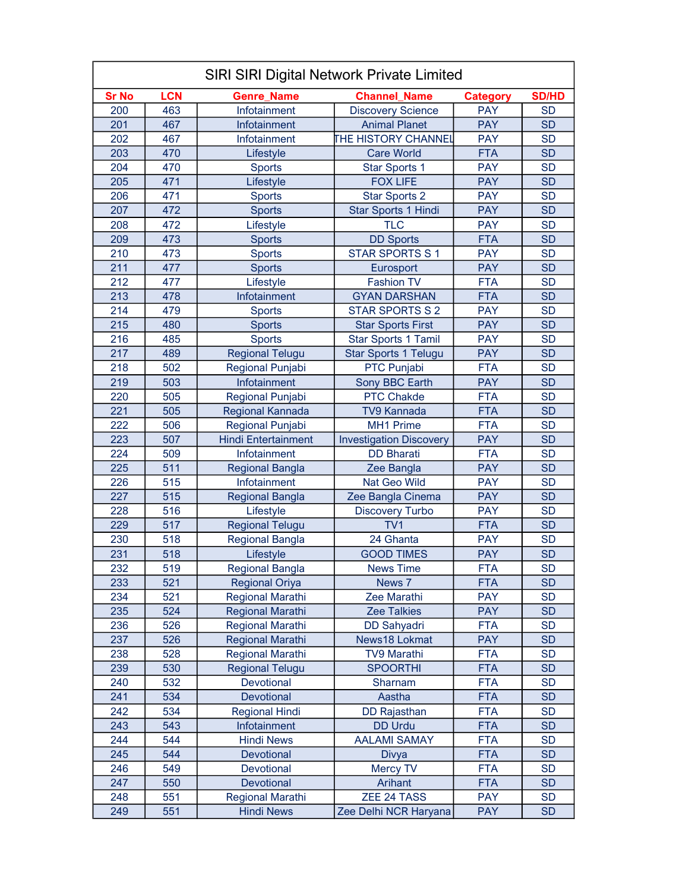| SIRI SIRI Digital Network Private Limited | | | | | |
|---|---|---|---|---|---|
| **Sr No** | **LCN** | **Genre_Name** | **Channel_Name** | **Category** | **SD/HD** |
| 200 | 463 | Infotainment | Discovery Science | PAY | SD |
| 201 | 467 | Infotainment | Animal Planet | PAY | SD |
| 202 | 467 | Infotainment | THE HISTORY CHANNEL | PAY | SD |
| 203 | 470 | Lifestyle | Care World | FTA | SD |
| 204 | 470 | Sports | Star Sports 1 | PAY | SD |
| 205 | 471 | Lifestyle | FOX LIFE | PAY | SD |
| 206 | 471 | Sports | Star Sports 2 | PAY | SD |
| 207 | 472 | Sports | Star Sports 1 Hindi | PAY | SD |
| 208 | 472 | Lifestyle | TLC | PAY | SD |
| 209 | 473 | Sports | DD Sports | FTA | SD |
| 210 | 473 | Sports | STAR SPORTS S 1 | PAY | SD |
| 211 | 477 | Sports | Eurosport | PAY | SD |
| 212 | 477 | Lifestyle | Fashion TV | FTA | SD |
| 213 | 478 | Infotainment | GYAN DARSHAN | FTA | SD |
| 214 | 479 | Sports | STAR SPORTS S 2 | PAY | SD |
| 215 | 480 | Sports | Star Sports First | PAY | SD |
| 216 | 485 | Sports | Star Sports 1 Tamil | PAY | SD |
| 217 | 489 | Regional Telugu | Star Sports 1 Telugu | PAY | SD |
| 218 | 502 | Regional Punjabi | PTC Punjabi | FTA | SD |
| 219 | 503 | Infotainment | Sony BBC Earth | PAY | SD |
| 220 | 505 | Regional Punjabi | PTC Chakde | FTA | SD |
| 221 | 505 | Regional Kannada | TV9 Kannada | FTA | SD |
| 222 | 506 | Regional Punjabi | MH1 Prime | FTA | SD |
| 223 | 507 | Hindi Entertainment | Investigation Discovery | PAY | SD |
| 224 | 509 | Infotainment | DD Bharati | FTA | SD |
| 225 | 511 | Regional Bangla | Zee Bangla | PAY | SD |
| 226 | 515 | Infotainment | Nat Geo Wild | PAY | SD |
| 227 | 515 | Regional Bangla | Zee Bangla Cinema | PAY | SD |
| 228 | 516 | Lifestyle | Discovery Turbo | PAY | SD |
| 229 | 517 | Regional Telugu | TV1 | FTA | SD |
| 230 | 518 | Regional Bangla | 24 Ghanta | PAY | SD |
| 231 | 518 | Lifestyle | GOOD TIMES | PAY | SD |
| 232 | 519 | Regional Bangla | News Time | FTA | SD |
| 233 | 521 | Regional Oriya | News 7 | FTA | SD |
| 234 | 521 | Regional Marathi | Zee Marathi | PAY | SD |
| 235 | 524 | Regional Marathi | Zee Talkies | PAY | SD |
| 236 | 526 | Regional Marathi | DD Sahyadri | FTA | SD |
| 237 | 526 | Regional Marathi | News18 Lokmat | PAY | SD |
| 238 | 528 | Regional Marathi | TV9 Marathi | FTA | SD |
| 239 | 530 | Regional Telugu | SPOORTHI | FTA | SD |
| 240 | 532 | Devotional | Sharnam | FTA | SD |
| 241 | 534 | Devotional | Aastha | FTA | SD |
| 242 | 534 | Regional Hindi | DD Rajasthan | FTA | SD |
| 243 | 543 | Infotainment | DD Urdu | FTA | SD |
| 244 | 544 | Hindi News | AALAMI SAMAY | FTA | SD |
| 245 | 544 | Devotional | Divya | FTA | SD |
| 246 | 549 | Devotional | Mercy TV | FTA | SD |
| 247 | 550 | Devotional | Arihant | FTA | SD |
| 248 | 551 | Regional Marathi | ZEE 24 TASS | PAY | SD |
| 249 | 551 | Hindi News | Zee Delhi NCR Haryana | PAY | SD |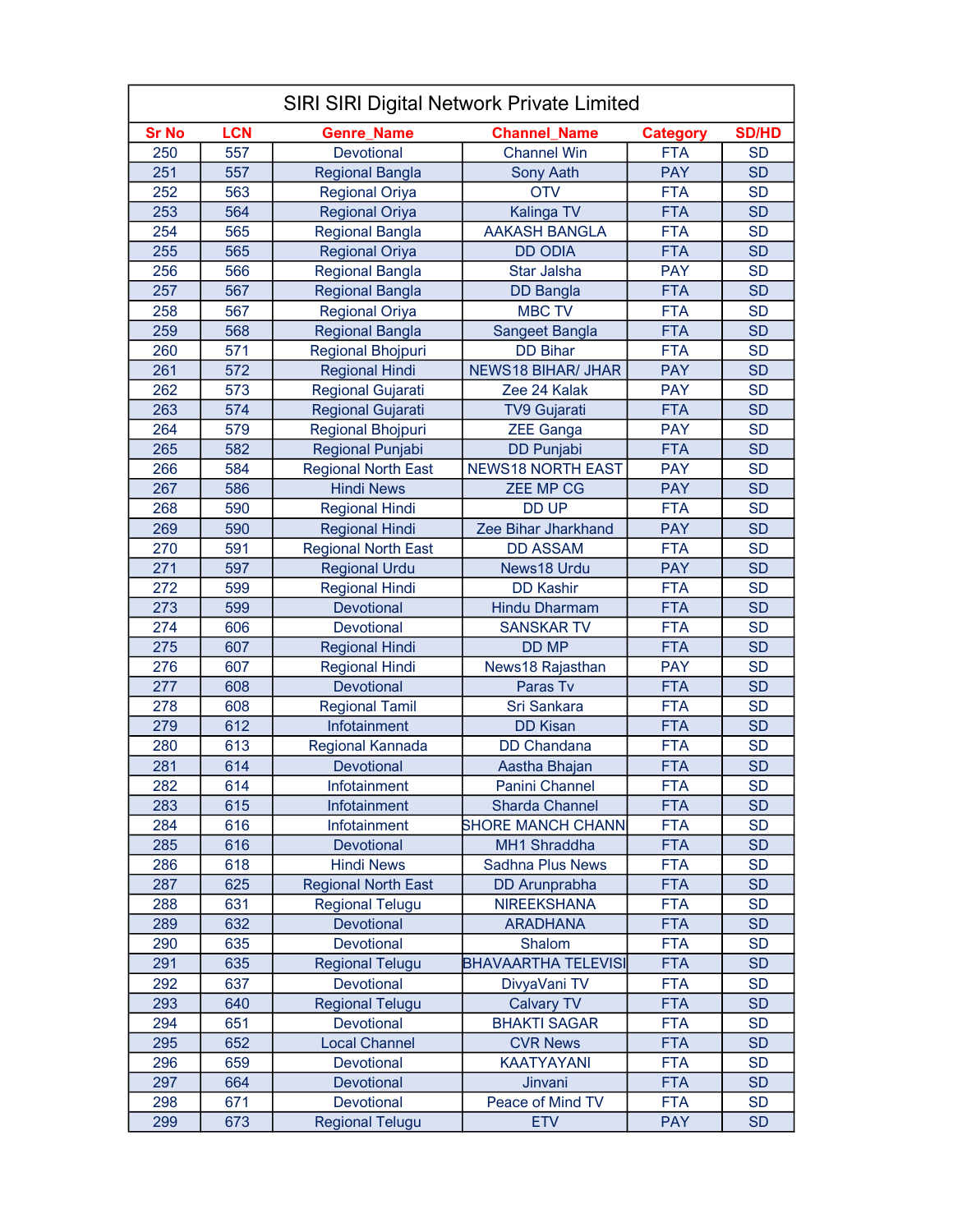# SIRI SIRI Digital Network Private Limited

| Sr No | LCN | Genre_Name | Channel_Name | Category | SD/HD |
|---|---|---|---|---|---|
| 250 | 557 | Devotional | Channel Win | FTA | SD |
| 251 | 557 | Regional Bangla | Sony Aath | PAY | SD |
| 252 | 563 | Regional Oriya | OTV | FTA | SD |
| 253 | 564 | Regional Oriya | Kalinga TV | FTA | SD |
| 254 | 565 | Regional Bangla | AAKASH BANGLA | FTA | SD |
| 255 | 565 | Regional Oriya | DD ODIA | FTA | SD |
| 256 | 566 | Regional Bangla | Star Jalsha | PAY | SD |
| 257 | 567 | Regional Bangla | DD Bangla | FTA | SD |
| 258 | 567 | Regional Oriya | MBC TV | FTA | SD |
| 259 | 568 | Regional Bangla | Sangeet Bangla | FTA | SD |
| 260 | 571 | Regional Bhojpuri | DD Bihar | FTA | SD |
| 261 | 572 | Regional Hindi | NEWS18 BIHAR/ JHAR | PAY | SD |
| 262 | 573 | Regional Gujarati | Zee 24 Kalak | PAY | SD |
| 263 | 574 | Regional Gujarati | TV9 Gujarati | FTA | SD |
| 264 | 579 | Regional Bhojpuri | ZEE Ganga | PAY | SD |
| 265 | 582 | Regional Punjabi | DD Punjabi | FTA | SD |
| 266 | 584 | Regional North East | NEWS18 NORTH EAST | PAY | SD |
| 267 | 586 | Hindi News | ZEE MP CG | PAY | SD |
| 268 | 590 | Regional Hindi | DD UP | FTA | SD |
| 269 | 590 | Regional Hindi | Zee Bihar Jharkhand | PAY | SD |
| 270 | 591 | Regional North East | DD ASSAM | FTA | SD |
| 271 | 597 | Regional Urdu | News18 Urdu | PAY | SD |
| 272 | 599 | Regional Hindi | DD Kashir | FTA | SD |
| 273 | 599 | Devotional | Hindu Dharmam | FTA | SD |
| 274 | 606 | Devotional | SANSKAR TV | FTA | SD |
| 275 | 607 | Regional Hindi | DD MP | FTA | SD |
| 276 | 607 | Regional Hindi | News18 Rajasthan | PAY | SD |
| 277 | 608 | Devotional | Paras Tv | FTA | SD |
| 278 | 608 | Regional Tamil | Sri Sankara | FTA | SD |
| 279 | 612 | Infotainment | DD Kisan | FTA | SD |
| 280 | 613 | Regional Kannada | DD Chandana | FTA | SD |
| 281 | 614 | Devotional | Aastha Bhajan | FTA | SD |
| 282 | 614 | Infotainment | Panini Channel | FTA | SD |
| 283 | 615 | Infotainment | Sharda Channel | FTA | SD |
| 284 | 616 | Infotainment | SHORE MANCH CHANN | FTA | SD |
| 285 | 616 | Devotional | MH1 Shraddha | FTA | SD |
| 286 | 618 | Hindi News | Sadhna Plus News | FTA | SD |
| 287 | 625 | Regional North East | DD Arunprabha | FTA | SD |
| 288 | 631 | Regional Telugu | NIREEKSHANA | FTA | SD |
| 289 | 632 | Devotional | ARADHANA | FTA | SD |
| 290 | 635 | Devotional | Shalom | FTA | SD |
| 291 | 635 | Regional Telugu | BHAVAARTHA TELEVISI | FTA | SD |
| 292 | 637 | Devotional | DivyaVani TV | FTA | SD |
| 293 | 640 | Regional Telugu | Calvary TV | FTA | SD |
| 294 | 651 | Devotional | BHAKTI SAGAR | FTA | SD |
| 295 | 652 | Local Channel | CVR News | FTA | SD |
| 296 | 659 | Devotional | KAATYAYANI | FTA | SD |
| 297 | 664 | Devotional | Jinvani | FTA | SD |
| 298 | 671 | Devotional | Peace of Mind TV | FTA | SD |
| 299 | 673 | Regional Telugu | ETV | PAY | SD |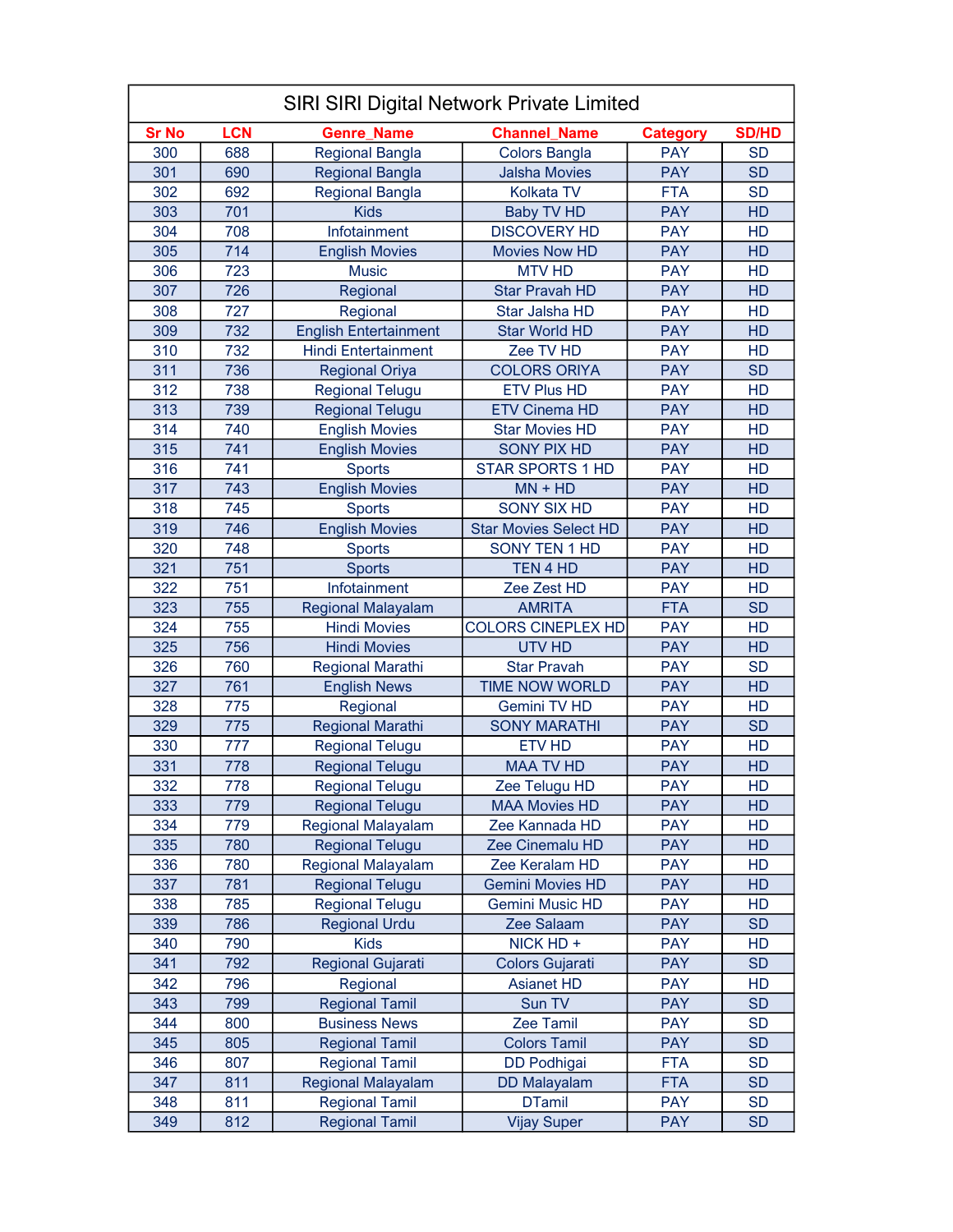| SIRI SIRI Digital Network Private Limited | | | | | |
|---|---|---|---|---|---|
| **Sr No** | **LCN** | **Genre_Name** | **Channel_Name** | **Category** | **SD/HD** |
| 300 | 688 | Regional Bangla | Colors Bangla | PAY | SD |
| 301 | 690 | Regional Bangla | Jalsha Movies | PAY | SD |
| 302 | 692 | Regional Bangla | Kolkata TV | FTA | SD |
| 303 | 701 | Kids | Baby TV HD | PAY | HD |
| 304 | 708 | Infotainment | DISCOVERY HD | PAY | HD |
| 305 | 714 | English Movies | Movies Now HD | PAY | HD |
| 306 | 723 | Music | MTV HD | PAY | HD |
| 307 | 726 | Regional | Star Pravah HD | PAY | HD |
| 308 | 727 | Regional | Star Jalsha HD | PAY | HD |
| 309 | 732 | English Entertainment | Star World HD | PAY | HD |
| 310 | 732 | Hindi Entertainment | Zee TV HD | PAY | HD |
| 311 | 736 | Regional Oriya | COLORS ORIYA | PAY | SD |
| 312 | 738 | Regional Telugu | ETV Plus HD | PAY | HD |
| 313 | 739 | Regional Telugu | ETV Cinema HD | PAY | HD |
| 314 | 740 | English Movies | Star Movies HD | PAY | HD |
| 315 | 741 | English Movies | SONY PIX HD | PAY | HD |
| 316 | 741 | Sports | STAR SPORTS 1 HD | PAY | HD |
| 317 | 743 | English Movies | MN + HD | PAY | HD |
| 318 | 745 | Sports | SONY SIX HD | PAY | HD |
| 319 | 746 | English Movies | Star Movies Select HD | PAY | HD |
| 320 | 748 | Sports | SONY TEN 1 HD | PAY | HD |
| 321 | 751 | Sports | TEN 4 HD | PAY | HD |
| 322 | 751 | Infotainment | Zee Zest HD | PAY | HD |
| 323 | 755 | Regional Malayalam | AMRITA | FTA | SD |
| 324 | 755 | Hindi Movies | COLORS CINEPLEX HD | PAY | HD |
| 325 | 756 | Hindi Movies | UTV HD | PAY | HD |
| 326 | 760 | Regional Marathi | Star Pravah | PAY | SD |
| 327 | 761 | English News | TIME NOW WORLD | PAY | HD |
| 328 | 775 | Regional | Gemini TV HD | PAY | HD |
| 329 | 775 | Regional Marathi | SONY MARATHI | PAY | SD |
| 330 | 777 | Regional Telugu | ETV HD | PAY | HD |
| 331 | 778 | Regional Telugu | MAA TV HD | PAY | HD |
| 332 | 778 | Regional Telugu | Zee Telugu HD | PAY | HD |
| 333 | 779 | Regional Telugu | MAA Movies HD | PAY | HD |
| 334 | 779 | Regional Malayalam | Zee Kannada HD | PAY | HD |
| 335 | 780 | Regional Telugu | Zee Cinemalu HD | PAY | HD |
| 336 | 780 | Regional Malayalam | Zee Keralam HD | PAY | HD |
| 337 | 781 | Regional Telugu | Gemini Movies HD | PAY | HD |
| 338 | 785 | Regional Telugu | Gemini Music HD | PAY | HD |
| 339 | 786 | Regional Urdu | Zee Salaam | PAY | SD |
| 340 | 790 | Kids | NICK HD + | PAY | HD |
| 341 | 792 | Regional Gujarati | Colors Gujarati | PAY | SD |
| 342 | 796 | Regional | Asianet HD | PAY | HD |
| 343 | 799 | Regional Tamil | Sun TV | PAY | SD |
| 344 | 800 | Business News | Zee Tamil | PAY | SD |
| 345 | 805 | Regional Tamil | Colors Tamil | PAY | SD |
| 346 | 807 | Regional Tamil | DD Podhigai | FTA | SD |
| 347 | 811 | Regional Malayalam | DD Malayalam | FTA | SD |
| 348 | 811 | Regional Tamil | DTamil | PAY | SD |
| 349 | 812 | Regional Tamil | Vijay Super | PAY | SD |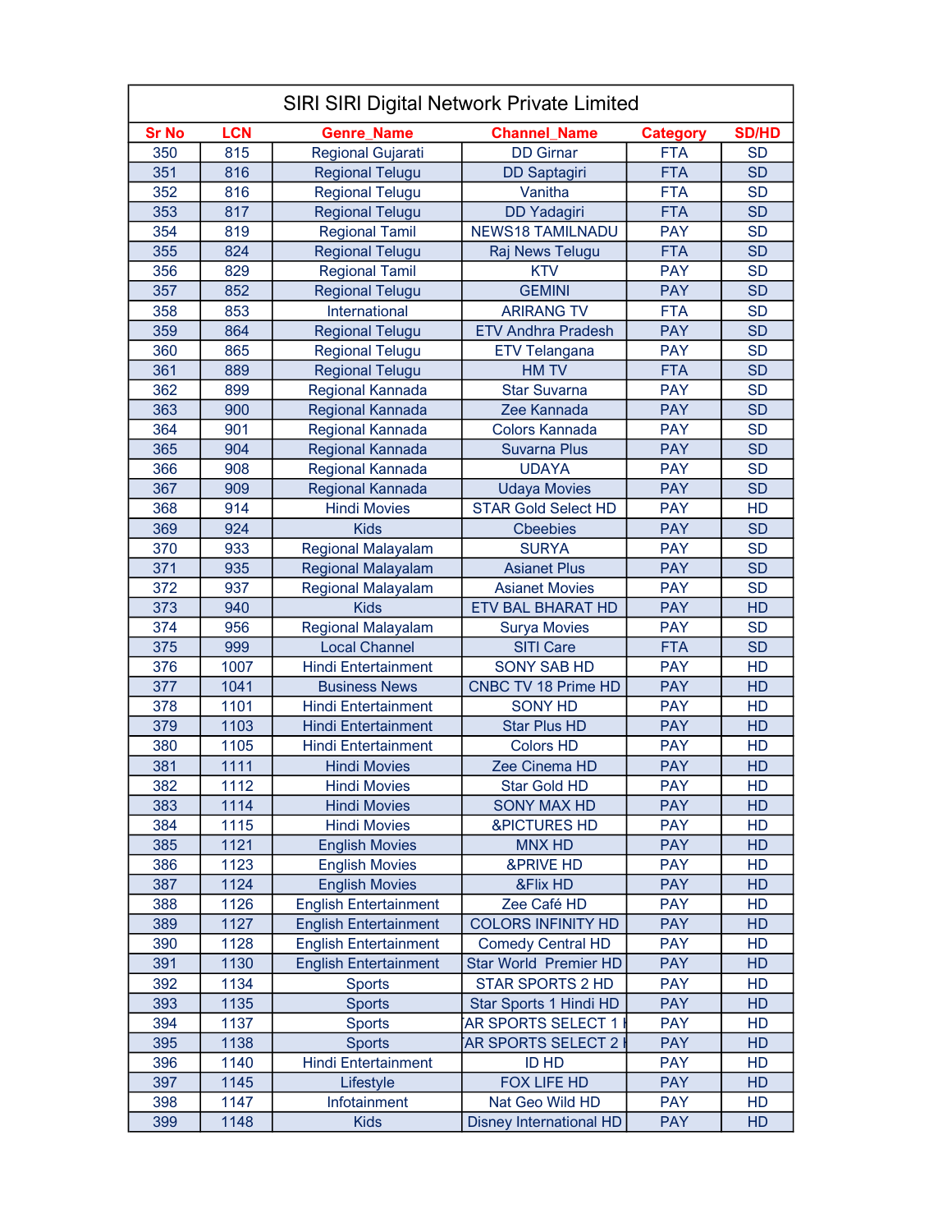# SIRI SIRI Digital Network Private Limited

| Sr No | LCN | Genre_Name | Channel_Name | Category | SD/HD |
|---|---|---|---|---|---|
| 350 | 815 | Regional Gujarati | DD Girnar | FTA | SD |
| 351 | 816 | Regional Telugu | DD Saptagiri | FTA | SD |
| 352 | 816 | Regional Telugu | Vanitha | FTA | SD |
| 353 | 817 | Regional Telugu | DD Yadagiri | FTA | SD |
| 354 | 819 | Regional Tamil | NEWS18 TAMILNADU | PAY | SD |
| 355 | 824 | Regional Telugu | Raj News Telugu | FTA | SD |
| 356 | 829 | Regional Tamil | KTV | PAY | SD |
| 357 | 852 | Regional Telugu | GEMINI | PAY | SD |
| 358 | 853 | International | ARIRANG TV | FTA | SD |
| 359 | 864 | Regional Telugu | ETV Andhra Pradesh | PAY | SD |
| 360 | 865 | Regional Telugu | ETV Telangana | PAY | SD |
| 361 | 889 | Regional Telugu | HM TV | FTA | SD |
| 362 | 899 | Regional Kannada | Star Suvarna | PAY | SD |
| 363 | 900 | Regional Kannada | Zee Kannada | PAY | SD |
| 364 | 901 | Regional Kannada | Colors Kannada | PAY | SD |
| 365 | 904 | Regional Kannada | Suvarna Plus | PAY | SD |
| 366 | 908 | Regional Kannada | UDAYA | PAY | SD |
| 367 | 909 | Regional Kannada | Udaya Movies | PAY | SD |
| 368 | 914 | Hindi Movies | STAR Gold Select HD | PAY | HD |
| 369 | 924 | Kids | Cbeebies | PAY | SD |
| 370 | 933 | Regional Malayalam | SURYA | PAY | SD |
| 371 | 935 | Regional Malayalam | Asianet Plus | PAY | SD |
| 372 | 937 | Regional Malayalam | Asianet Movies | PAY | SD |
| 373 | 940 | Kids | ETV BAL BHARAT HD | PAY | HD |
| 374 | 956 | Regional Malayalam | Surya Movies | PAY | SD |
| 375 | 999 | Local Channel | SITI Care | FTA | SD |
| 376 | 1007 | Hindi Entertainment | SONY SAB HD | PAY | HD |
| 377 | 1041 | Business News | CNBC TV 18 Prime HD | PAY | HD |
| 378 | 1101 | Hindi Entertainment | SONY HD | PAY | HD |
| 379 | 1103 | Hindi Entertainment | Star Plus HD | PAY | HD |
| 380 | 1105 | Hindi Entertainment | Colors HD | PAY | HD |
| 381 | 1111 | Hindi Movies | Zee Cinema HD | PAY | HD |
| 382 | 1112 | Hindi Movies | Star Gold HD | PAY | HD |
| 383 | 1114 | Hindi Movies | SONY MAX HD | PAY | HD |
| 384 | 1115 | Hindi Movies | &PICTURES HD | PAY | HD |
| 385 | 1121 | English Movies | MNX HD | PAY | HD |
| 386 | 1123 | English Movies | &PRIVE HD | PAY | HD |
| 387 | 1124 | English Movies | &Flix HD | PAY | HD |
| 388 | 1126 | English Entertainment | Zee Café HD | PAY | HD |
| 389 | 1127 | English Entertainment | COLORS INFINITY HD | PAY | HD |
| 390 | 1128 | English Entertainment | Comedy Central HD | PAY | HD |
| 391 | 1130 | English Entertainment | Star World Premier HD | PAY | HD |
| 392 | 1134 | Sports | STAR SPORTS 2 HD | PAY | HD |
| 393 | 1135 | Sports | Star Sports 1 Hindi HD | PAY | HD |
| 394 | 1137 | Sports | AR SPORTS SELECT 1 I | PAY | HD |
| 395 | 1138 | Sports | AR SPORTS SELECT 2 I | PAY | HD |
| 396 | 1140 | Hindi Entertainment | ID HD | PAY | HD |
| 397 | 1145 | Lifestyle | FOX LIFE HD | PAY | HD |
| 398 | 1147 | Infotainment | Nat Geo Wild HD | PAY | HD |
| 399 | 1148 | Kids | Disney International HD | PAY | HD |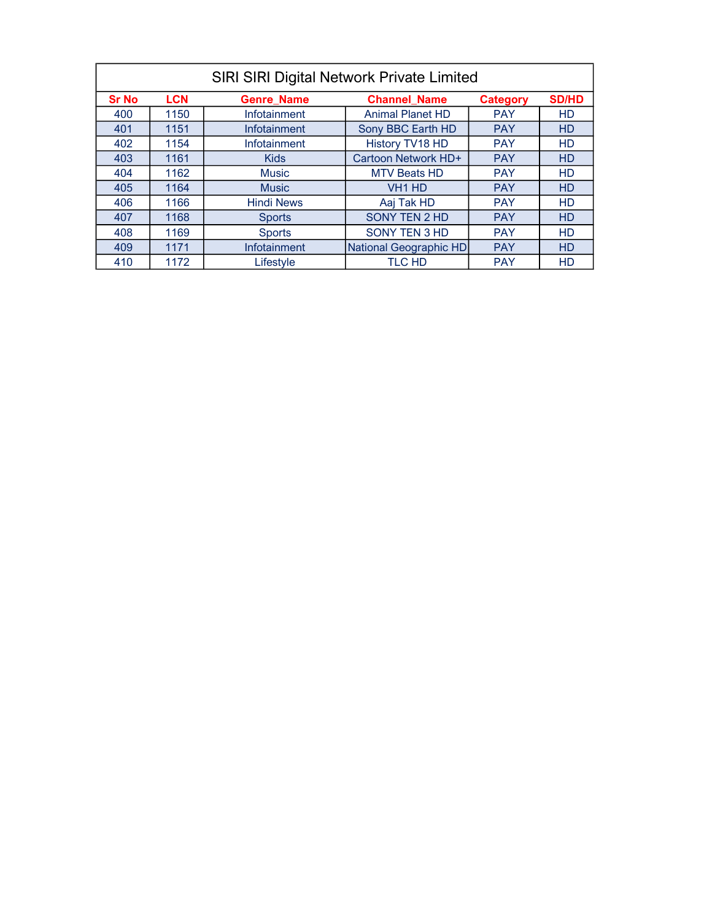| SIRI SIRI Digital Network Private Limited | | | | | |
|---|---|---|---|---|---|
| **Sr No** | **LCN** | **Genre_Name** | **Channel_Name** | **Category** | **SD/HD** |
| 400 | 1150 | Infotainment | Animal Planet HD | PAY | HD |
| 401 | 1151 | Infotainment | Sony BBC Earth HD | PAY | HD |
| 402 | 1154 | Infotainment | History TV18 HD | PAY | HD |
| 403 | 1161 | Kids | Cartoon Network HD+ | PAY | HD |
| 404 | 1162 | Music | MTV Beats HD | PAY | HD |
| 405 | 1164 | Music | VH1 HD | PAY | HD |
| 406 | 1166 | Hindi News | Aaj Tak HD | PAY | HD |
| 407 | 1168 | Sports | SONY TEN 2 HD | PAY | HD |
| 408 | 1169 | Sports | SONY TEN 3 HD | PAY | HD |
| 409 | 1171 | Infotainment | National Geographic HD | PAY | HD |
| 410 | 1172 | Lifestyle | TLC HD | PAY | HD |